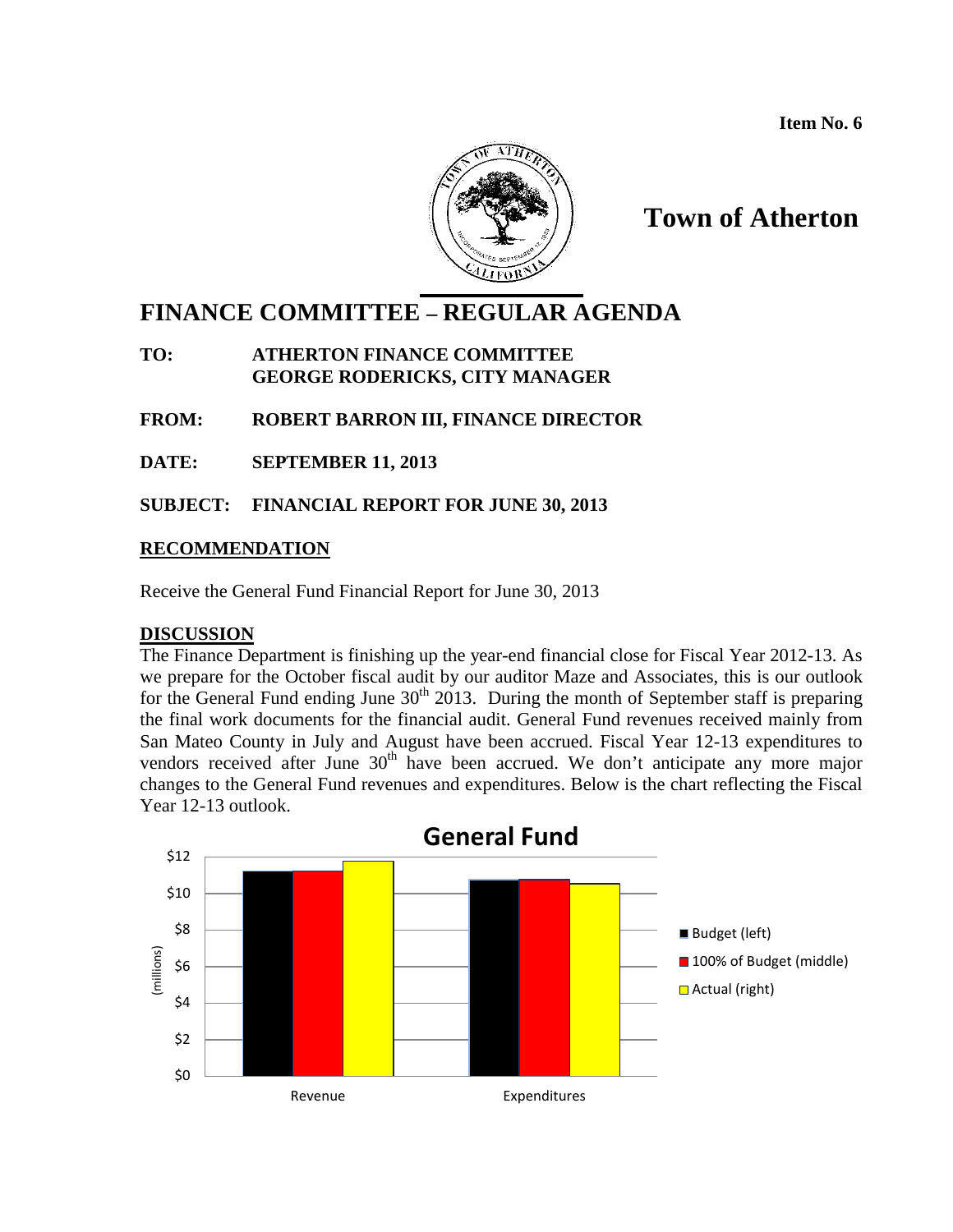**Item No. 6**

# Town of Atherton

# FINANCE COMMITTEE – REGULAR AGENDA

**TO:** **ATHERTON FINANCE COMMITTEE**
**GEORGE RODERICKS, CITY MANAGER**

**FROM:** **ROBERT BARRON III, FINANCE DIRECTOR**

**DATE:** **SEPTEMBER 11, 2013**

**SUBJECT:** **FINANCIAL REPORT FOR JUNE 30, 2013**

## RECOMMENDATION

Receive the General Fund Financial Report for June 30, 2013

## DISCUSSION

The Finance Department is finishing up the year-end financial close for Fiscal Year 2012-13. As we prepare for the October fiscal audit by our auditor Maze and Associates, this is our outlook for the General Fund ending June 30th 2013. During the month of September staff is preparing the final work documents for the financial audit. General Fund revenues received mainly from San Mateo County in July and August have been accrued. Fiscal Year 12-13 expenditures to vendors received after June 30th have been accrued. We don't anticipate any more major changes to the General Fund revenues and expenditures. Below is the chart reflecting the Fiscal Year 12-13 outlook.

**General Fund**

(millions): $0, $2, $4, $6, $8, $10, $12

Revenue | Expenditures

■ Budget (left)
■ 100% of Budget (middle)
■ Actual (right)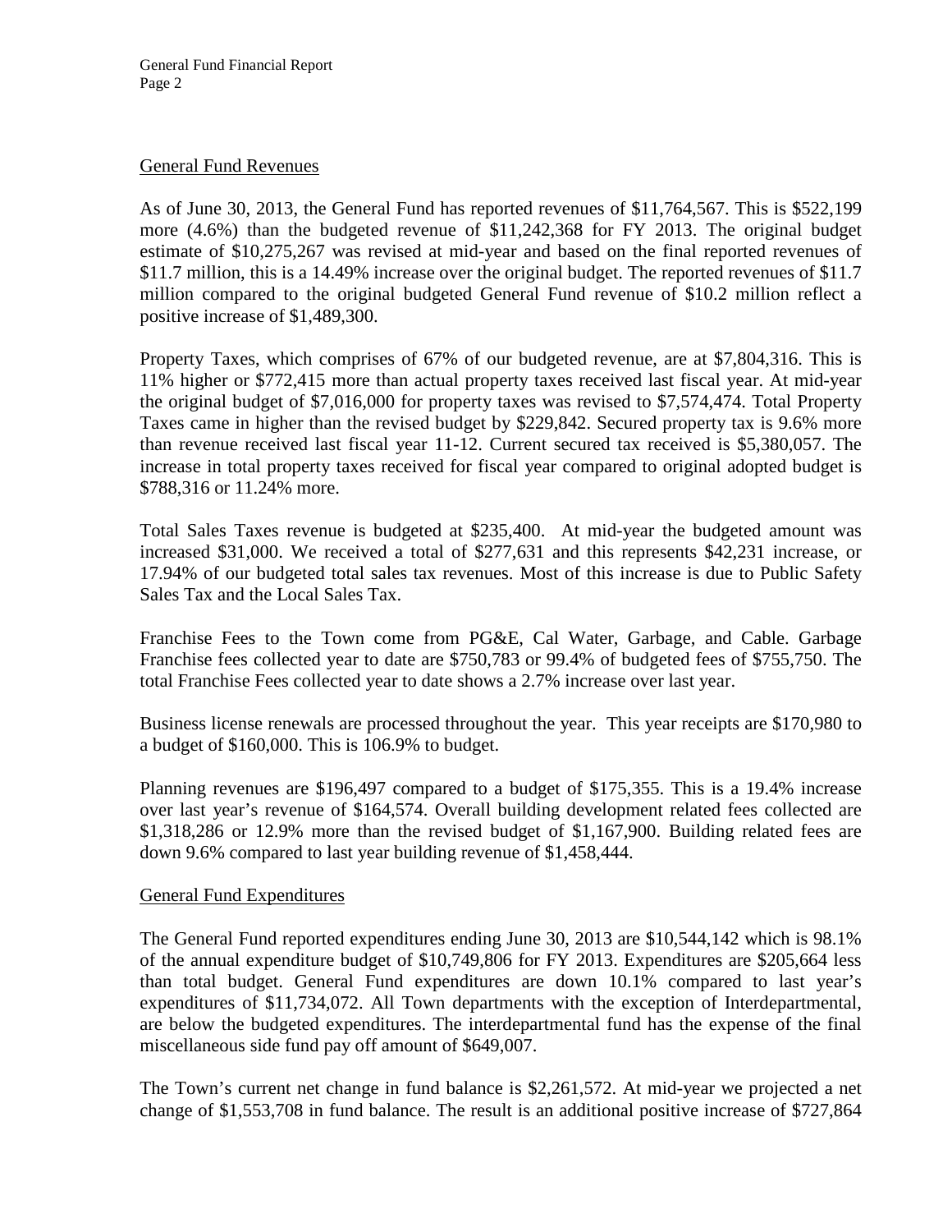## General Fund Revenues

As of June 30, 2013, the General Fund has reported revenues of $11,764,567. This is $522,199 more (4.6%) than the budgeted revenue of $11,242,368 for FY 2013. The original budget estimate of $10,275,267 was revised at mid-year and based on the final reported revenues of $11.7 million, this is a 14.49% increase over the original budget. The reported revenues of $11.7 million compared to the original budgeted General Fund revenue of $10.2 million reflect a positive increase of $1,489,300.

Property Taxes, which comprises of 67% of our budgeted revenue, are at $7,804,316. This is 11% higher or $772,415 more than actual property taxes received last fiscal year. At mid-year the original budget of $7,016,000 for property taxes was revised to $7,574,474. Total Property Taxes came in higher than the revised budget by $229,842. Secured property tax is 9.6% more than revenue received last fiscal year 11-12. Current secured tax received is $5,380,057. The increase in total property taxes received for fiscal year compared to original adopted budget is $788,316 or 11.24% more.

Total Sales Taxes revenue is budgeted at $235,400. At mid-year the budgeted amount was increased $31,000. We received a total of $277,631 and this represents $42,231 increase, or 17.94% of our budgeted total sales tax revenues. Most of this increase is due to Public Safety Sales Tax and the Local Sales Tax.

Franchise Fees to the Town come from PG&E, Cal Water, Garbage, and Cable. Garbage Franchise fees collected year to date are $750,783 or 99.4% of budgeted fees of $755,750. The total Franchise Fees collected year to date shows a 2.7% increase over last year.

Business license renewals are processed throughout the year. This year receipts are $170,980 to a budget of $160,000. This is 106.9% to budget.

Planning revenues are $196,497 compared to a budget of $175,355. This is a 19.4% increase over last year's revenue of $164,574. Overall building development related fees collected are $1,318,286 or 12.9% more than the revised budget of $1,167,900. Building related fees are down 9.6% compared to last year building revenue of $1,458,444.

## General Fund Expenditures

The General Fund reported expenditures ending June 30, 2013 are $10,544,142 which is 98.1% of the annual expenditure budget of $10,749,806 for FY 2013. Expenditures are $205,664 less than total budget. General Fund expenditures are down 10.1% compared to last year's expenditures of $11,734,072. All Town departments with the exception of Interdepartmental, are below the budgeted expenditures. The interdepartmental fund has the expense of the final miscellaneous side fund pay off amount of $649,007.

The Town's current net change in fund balance is $2,261,572. At mid-year we projected a net change of $1,553,708 in fund balance. The result is an additional positive increase of $727,864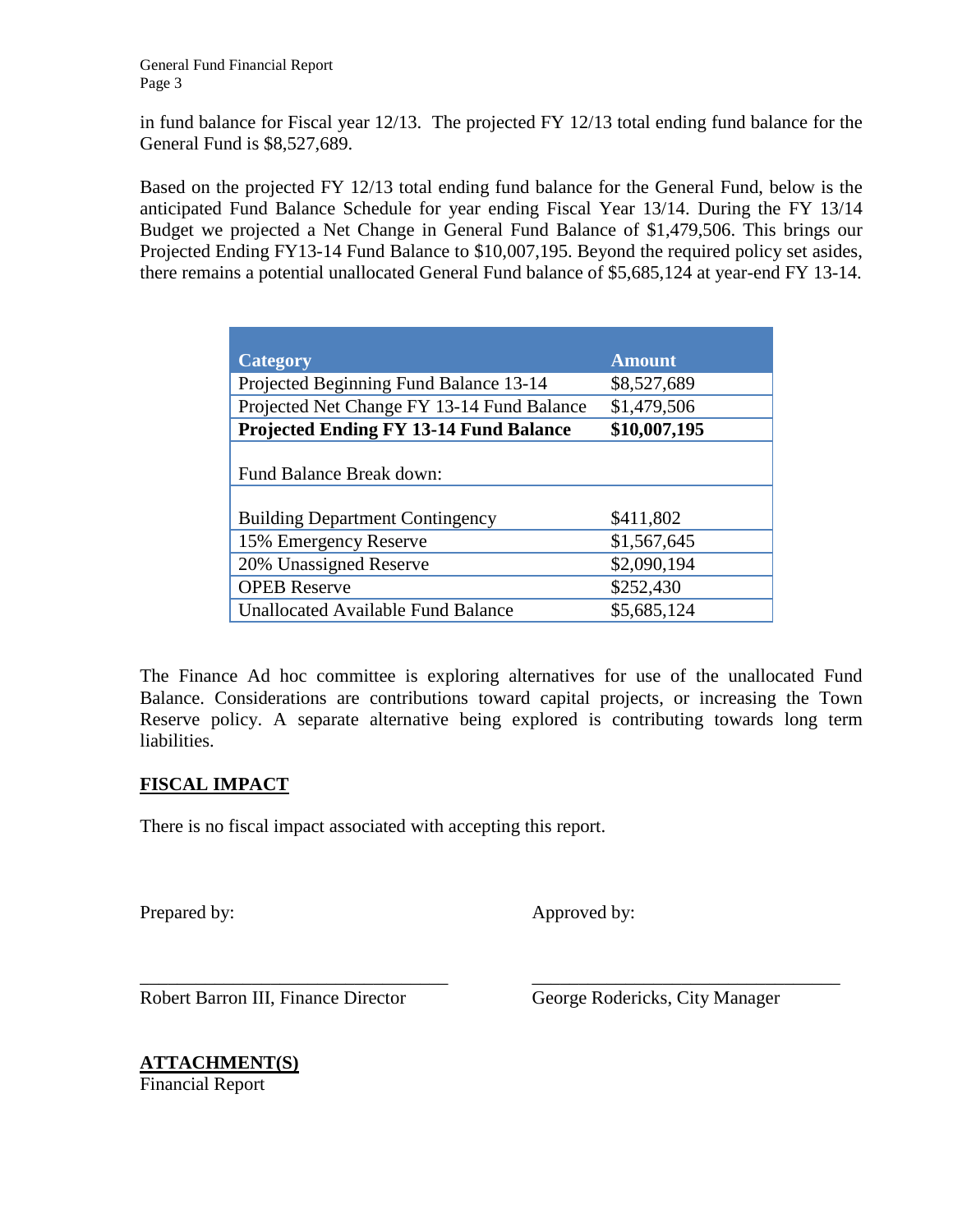in fund balance for Fiscal year 12/13. The projected FY 12/13 total ending fund balance for the General Fund is $8,527,689.

Based on the projected FY 12/13 total ending fund balance for the General Fund, below is the anticipated Fund Balance Schedule for year ending Fiscal Year 13/14. During the FY 13/14 Budget we projected a Net Change in General Fund Balance of $1,479,506. This brings our Projected Ending FY13-14 Fund Balance to $10,007,195. Beyond the required policy set asides, there remains a potential unallocated General Fund balance of $5,685,124 at year-end FY 13-14.

| Category | Amount |
|---|---|
| Projected Beginning Fund Balance 13-14 | $8,527,689 |
| Projected Net Change FY 13-14 Fund Balance | $1,479,506 |
| **Projected Ending FY 13-14 Fund Balance** | **$10,007,195** |
| Fund Balance Break down: | |
| Building Department Contingency | $411,802 |
| 15% Emergency Reserve | $1,567,645 |
| 20% Unassigned Reserve | $2,090,194 |
| OPEB Reserve | $252,430 |
| Unallocated Available Fund Balance | $5,685,124 |

The Finance Ad hoc committee is exploring alternatives for use of the unallocated Fund Balance. Considerations are contributions toward capital projects, or increasing the Town Reserve policy. A separate alternative being explored is contributing towards long term liabilities.

## FISCAL IMPACT

There is no fiscal impact associated with accepting this report.

Prepared by: Approved by:

\_\_\_\_\_\_\_\_\_\_\_\_\_\_\_\_\_\_\_\_\_\_\_\_\_\_\_\_\_\_ \_\_\_\_\_\_\_\_\_\_\_\_\_\_\_\_\_\_\_\_\_\_\_\_\_\_\_\_\_\_

Robert Barron III, Finance Director George Rodericks, City Manager

## ATTACHMENT(S)

Financial Report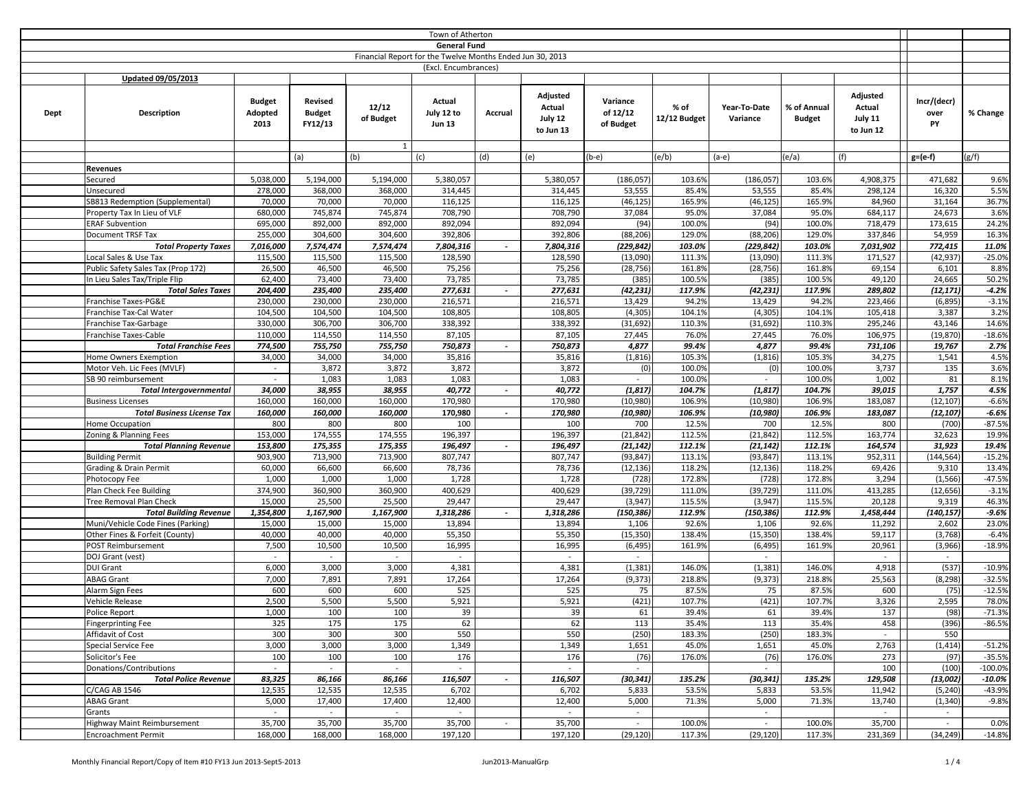Town of Atherton

**General Fund**

Financial Report for the Twelve Months Ended Jun 30, 2013

(Excl. Encumbrances)

**Updated 09/05/2013**

| Dept | Description | Budget Adopted 2013 | Revised Budget FY12/13 | 12/12 of Budget | Actual July 12 to Jun 13 | Accrual | Adjusted Actual July 12 to Jun 13 | Variance of 12/12 of Budget | % of 12/12 Budget | Year-To-Date Variance | % of Annual Budget | Adjusted Actual July 11 to Jun 12 | Incr/(decr) over PY | % Change |
|---|---|---|---|---|---|---|---|---|---|---|---|---|---|---|
| | | | | 1 | | | | | | | | | | |
| | | | (a) | (b) | (c) | (d) | (e) | (b-e) | (e/b) | (a-e) | (e/a) | (f) | g=(e-f) | (g/f) |
| | **Revenues** | | | | | | | | | | | | | |
| | Secured | 5,038,000 | 5,194,000 | 5,194,000 | 5,380,057 | | 5,380,057 | (186,057) | 103.6% | (186,057) | 103.6% | 4,908,375 | 471,682 | 9.6% |
| | Unsecured | 278,000 | 368,000 | 368,000 | 314,445 | | 314,445 | 53,555 | 85.4% | 53,555 | 85.4% | 298,124 | 16,320 | 5.5% |
| | SB813 Redemption (Supplemental) | 70,000 | 70,000 | 70,000 | 116,125 | | 116,125 | (46,125) | 165.9% | (46,125) | 165.9% | 84,960 | 31,164 | 36.7% |
| | Property Tax In Lieu of VLF | 680,000 | 745,874 | 745,874 | 708,790 | | 708,790 | 37,084 | 95.0% | 37,084 | 95.0% | 684,117 | 24,673 | 3.6% |
| | ERAF Subvention | 695,000 | 892,000 | 892,000 | 892,094 | | 892,094 | (94) | 100.0% | (94) | 100.0% | 718,479 | 173,615 | 24.2% |
| | Document TRSF Tax | 255,000 | 304,600 | 304,600 | 392,806 | | 392,806 | (88,206) | 129.0% | (88,206) | 129.0% | 337,846 | 54,959 | 16.3% |
| | ***Total Property Taxes*** | ***7,016,000*** | ***7,574,474*** | ***7,574,474*** | ***7,804,316*** | - | ***7,804,316*** | ***(229,842)*** | ***103.0%*** | ***(229,842)*** | ***103.0%*** | ***7,031,902*** | ***772,415*** | ***11.0%*** |
| | Local Sales & Use Tax | 115,500 | 115,500 | 115,500 | 128,590 | | 128,590 | (13,090) | 111.3% | (13,090) | 111.3% | 171,527 | (42,937) | -25.0% |
| | Public Safety Sales Tax (Prop 172) | 26,500 | 46,500 | 46,500 | 75,256 | | 75,256 | (28,756) | 161.8% | (28,756) | 161.8% | 69,154 | 6,101 | 8.8% |
| | In Lieu Sales Tax/Triple Flip | 62,400 | 73,400 | 73,400 | 73,785 | | 73,785 | (385) | 100.5% | (385) | 100.5% | 49,120 | 24,665 | 50.2% |
| | ***Total Sales Taxes*** | ***204,400*** | ***235,400*** | ***235,400*** | ***277,631*** | - | ***277,631*** | ***(42,231)*** | ***117.9%*** | ***(42,231)*** | ***117.9%*** | ***289,802*** | ***(12,171)*** | ***-4.2%*** |
| | Franchise Taxes-PG&E | 230,000 | 230,000 | 230,000 | 216,571 | | 216,571 | 13,429 | 94.2% | 13,429 | 94.2% | 223,466 | (6,895) | -3.1% |
| | Franchise Tax-Cal Water | 104,500 | 104,500 | 104,500 | 108,805 | | 108,805 | (4,305) | 104.1% | (4,305) | 104.1% | 105,418 | 3,387 | 3.2% |
| | Franchise Tax-Garbage | 330,000 | 306,700 | 306,700 | 338,392 | | 338,392 | (31,692) | 110.3% | (31,692) | 110.3% | 295,246 | 43,146 | 14.6% |
| | Franchise Taxes-Cable | 110,000 | 114,550 | 114,550 | 87,105 | | 87,105 | 27,445 | 76.0% | 27,445 | 76.0% | 106,975 | (19,870) | -18.6% |
| | ***Total Franchise Fees*** | ***774,500*** | ***755,750*** | ***755,750*** | ***750,873*** | - | ***750,873*** | ***4,877*** | ***99.4%*** | ***4,877*** | ***99.4%*** | ***731,106*** | ***19,767*** | ***2.7%*** |
| | Home Owners Exemption | 34,000 | 34,000 | 34,000 | 35,816 | | 35,816 | (1,816) | 105.3% | (1,816) | 105.3% | 34,275 | 1,541 | 4.5% |
| | Motor Veh. Lic Fees (MVLF) | - | 3,872 | 3,872 | 3,872 | | 3,872 | (0) | 100.0% | (0) | 100.0% | 3,737 | 135 | 3.6% |
| | SB 90 reimbursement | - | 1,083 | 1,083 | 1,083 | | 1,083 | - | 100.0% | - | 100.0% | 1,002 | 81 | 8.1% |
| | ***Total Intergovernmental*** | ***34,000*** | ***38,955*** | ***38,955*** | ***40,772*** | - | ***40,772*** | ***(1,817)*** | ***104.7%*** | ***(1,817)*** | ***104.7%*** | ***39,015*** | ***1,757*** | ***4.5%*** |
| | Business Licenses | 160,000 | 160,000 | 160,000 | 170,980 | | 170,980 | (10,980) | 106.9% | (10,980) | 106.9% | 183,087 | (12,107) | -6.6% |
| | ***Total Business License Tax*** | ***160,000*** | ***160,000*** | ***160,000*** | ***170,980*** | - | ***170,980*** | ***(10,980)*** | ***106.9%*** | ***(10,980)*** | ***106.9%*** | ***183,087*** | ***(12,107)*** | ***-6.6%*** |
| | Home Occupation | 800 | 800 | 800 | 100 | | 100 | 700 | 12.5% | 700 | 12.5% | 800 | (700) | -87.5% |
| | Zoning & Planning Fees | 153,000 | 174,555 | 174,555 | 196,397 | | 196,397 | (21,842) | 112.5% | (21,842) | 112.5% | 163,774 | 32,623 | 19.9% |
| | ***Total Planning Revenue*** | ***153,800*** | ***175,355*** | ***175,355*** | ***196,497*** | - | ***196,497*** | ***(21,142)*** | ***112.1%*** | ***(21,142)*** | ***112.1%*** | ***164,574*** | ***31,923*** | ***19.4%*** |
| | Building Permit | 903,900 | 713,900 | 713,900 | 807,747 | | 807,747 | (93,847) | 113.1% | (93,847) | 113.1% | 952,311 | (144,564) | -15.2% |
| | Grading & Drain Permit | 60,000 | 66,600 | 66,600 | 78,736 | | 78,736 | (12,136) | 118.2% | (12,136) | 118.2% | 69,426 | 9,310 | 13.4% |
| | Photocopy Fee | 1,000 | 1,000 | 1,000 | 1,728 | | 1,728 | (728) | 172.8% | (728) | 172.8% | 3,294 | (1,566) | -47.5% |
| | Plan Check Fee Building | 374,900 | 360,900 | 360,900 | 400,629 | | 400,629 | (39,729) | 111.0% | (39,729) | 111.0% | 413,285 | (12,656) | -3.1% |
| | Tree Removal Plan Check | 15,000 | 25,500 | 25,500 | 29,447 | | 29,447 | (3,947) | 115.5% | (3,947) | 115.5% | 20,128 | 9,319 | 46.3% |
| | ***Total Building Revenue*** | ***1,354,800*** | ***1,167,900*** | ***1,167,900*** | ***1,318,286*** | - | ***1,318,286*** | ***(150,386)*** | ***112.9%*** | ***(150,386)*** | ***112.9%*** | ***1,458,444*** | ***(140,157)*** | ***-9.6%*** |
| | Muni/Vehicle Code Fines (Parking) | 15,000 | 15,000 | 15,000 | 13,894 | | 13,894 | 1,106 | 92.6% | 1,106 | 92.6% | 11,292 | 2,602 | 23.0% |
| | Other Fines & Forfeit (County) | 40,000 | 40,000 | 40,000 | 55,350 | | 55,350 | (15,350) | 138.4% | (15,350) | 138.4% | 59,117 | (3,768) | -6.4% |
| | POST Reimbursement | 7,500 | 10,500 | 10,500 | 16,995 | | 16,995 | (6,495) | 161.9% | (6,495) | 161.9% | 20,961 | (3,966) | -18.9% |
| | DOJ Grant (vest) | - | - | - | - | | - | - | | - | | - | - | |
| | DUI Grant | 6,000 | 3,000 | 3,000 | 4,381 | | 4,381 | (1,381) | 146.0% | (1,381) | 146.0% | 4,918 | (537) | -10.9% |
| | ABAG Grant | 7,000 | 7,891 | 7,891 | 17,264 | | 17,264 | (9,373) | 218.8% | (9,373) | 218.8% | 25,563 | (8,298) | -32.5% |
| | Alarm Sign Fees | 600 | 600 | 600 | 525 | | 525 | 75 | 87.5% | 75 | 87.5% | 600 | (75) | -12.5% |
| | Vehicle Release | 2,500 | 5,500 | 5,500 | 5,921 | | 5,921 | (421) | 107.7% | (421) | 107.7% | 3,326 | 2,595 | 78.0% |
| | Police Report | 1,000 | 100 | 100 | 39 | | 39 | 61 | 39.4% | 61 | 39.4% | 137 | (98) | -71.3% |
| | Fingerprinting Fee | 325 | 175 | 175 | 62 | | 62 | 113 | 35.4% | 113 | 35.4% | 458 | (396) | -86.5% |
| | Affidavit of Cost | 300 | 300 | 300 | 550 | | 550 | (250) | 183.3% | (250) | 183.3% | - | 550 | |
| | Special Service Fee | 3,000 | 3,000 | 3,000 | 1,349 | | 1,349 | 1,651 | 45.0% | 1,651 | 45.0% | 2,763 | (1,414) | -51.2% |
| | Solicitor's Fee | 100 | 100 | 100 | 176 | | 176 | (76) | 176.0% | (76) | 176.0% | 273 | (97) | -35.5% |
| | Donations/Contributions | - | - | - | - | | - | - | | - | | 100 | (100) | -100.0% |
| | ***Total Police Revenue*** | ***83,325*** | ***86,166*** | ***86,166*** | ***116,507*** | - | ***116,507*** | ***(30,341)*** | ***135.2%*** | ***(30,341)*** | ***135.2%*** | ***129,508*** | ***(13,002)*** | ***-10.0%*** |
| | C/CAG AB 1546 | 12,535 | 12,535 | 12,535 | 6,702 | | 6,702 | 5,833 | 53.5% | 5,833 | 53.5% | 11,942 | (5,240) | -43.9% |
| | ABAG Grant | 5,000 | 17,400 | 17,400 | 12,400 | | 12,400 | 5,000 | 71.3% | 5,000 | 71.3% | 13,740 | (1,340) | -9.8% |
| | Grants | - | - | - | - | | - | - | | - | | - | - | |
| | Highway Maint Reimbursement | 35,700 | 35,700 | 35,700 | 35,700 | - | 35,700 | - | 100.0% | - | 100.0% | 35,700 | - | 0.0% |
| | Encroachment Permit | 168,000 | 168,000 | 168,000 | 197,120 | | 197,120 | (29,120) | 117.3% | (29,120) | 117.3% | 231,369 | (34,249) | -14.8% |

Monthly Financial Report/Copy of Item #10 FY13 Jun 2013-Sept5-2013 — Jun2013-ManualGrp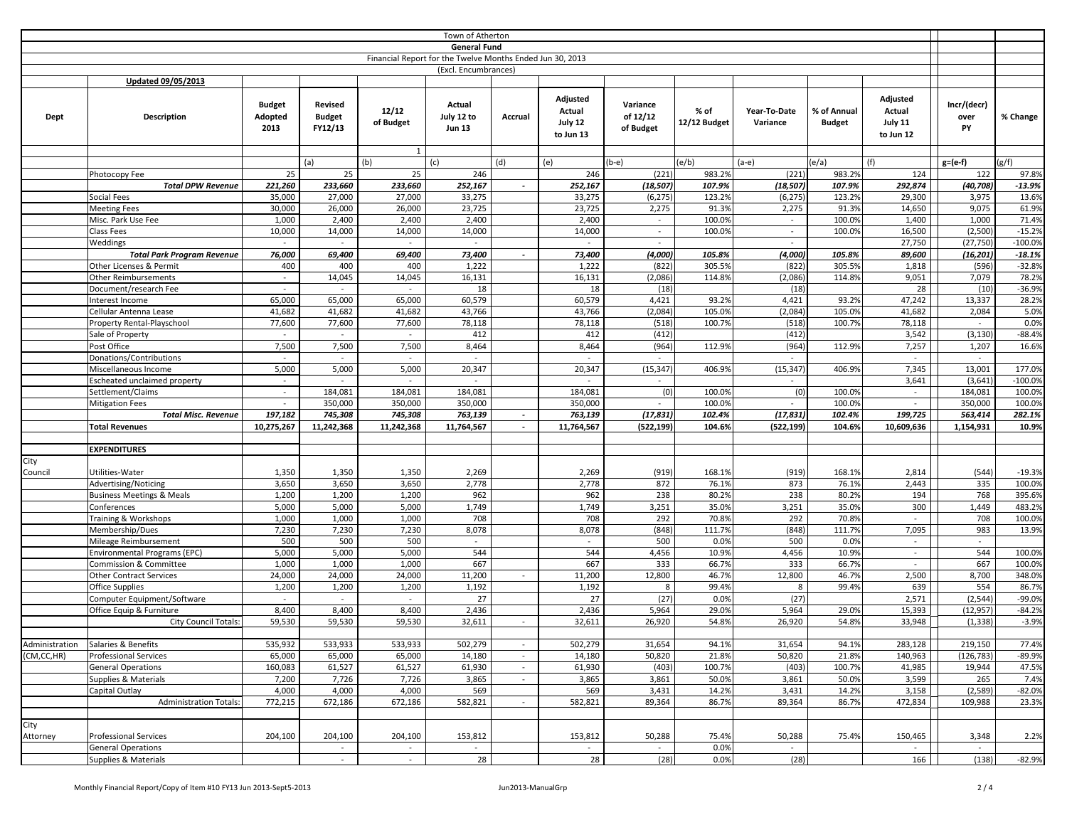Town of Atherton
**General Fund**
Financial Report for the Twelve Months Ended Jun 30, 2013
(Excl. Encumbrances)

**Updated 09/05/2013**

| Dept | Description | Budget Adopted 2013 | Revised Budget FY12/13 | 12/12 of Budget | Actual July 12 to Jun 13 | Accrual | Adjusted Actual July 12 to Jun 13 | Variance of 12/12 of Budget | % of 12/12 Budget | Year-To-Date Variance | % of Annual Budget | Adjusted Actual July 11 to Jun 12 | Incr/(decr) over PY | % Change |
|---|---|---|---|---|---|---|---|---|---|---|---|---|---|---|
| | | | | 1 | | | | | | | | | | |
| | | | (a) | (b) | (c) | (d) | (e) | (b-e) | (e/b) | (a-e) | (e/a) | (f) | g=(e-f) | (g/f) |
| | Photocopy Fee | 25 | 25 | 25 | 246 | | 246 | (221) | 983.2% | (221) | 983.2% | 124 | 122 | 97.8% |
| | ***Total DPW Revenue*** | ***221,260*** | ***233,660*** | ***233,660*** | ***252,167*** | ***-*** | ***252,167*** | ***(18,507)*** | ***107.9%*** | ***(18,507)*** | ***107.9%*** | ***292,874*** | ***(40,708)*** | ***-13.9%*** |
| | Social Fees | 35,000 | 27,000 | 27,000 | 33,275 | | 33,275 | (6,275) | 123.2% | (6,275) | 123.2% | 29,300 | 3,975 | 13.6% |
| | Meeting Fees | 30,000 | 26,000 | 26,000 | 23,725 | | 23,725 | 2,275 | 91.3% | 2,275 | 91.3% | 14,650 | 9,075 | 61.9% |
| | Misc. Park Use Fee | 1,000 | 2,400 | 2,400 | 2,400 | | 2,400 | - | 100.0% | - | 100.0% | 1,400 | 1,000 | 71.4% |
| | Class Fees | 10,000 | 14,000 | 14,000 | 14,000 | | 14,000 | - | 100.0% | - | 100.0% | 16,500 | (2,500) | -15.2% |
| | Weddings | - | - | - | - | | - | - | | - | | 27,750 | (27,750) | -100.0% |
| | ***Total Park Program Revenue*** | ***76,000*** | ***69,400*** | ***69,400*** | ***73,400*** | ***-*** | ***73,400*** | ***(4,000)*** | ***105.8%*** | ***(4,000)*** | ***105.8%*** | ***89,600*** | ***(16,201)*** | ***-18.1%*** |
| | Other Licenses & Permit | 400 | 400 | 400 | 1,222 | | 1,222 | (822) | 305.5% | (822) | 305.5% | 1,818 | (596) | -32.8% |
| | Other Reimbursements | - | 14,045 | 14,045 | 16,131 | | 16,131 | (2,086) | 114.8% | (2,086) | 114.8% | 9,051 | 7,079 | 78.2% |
| | Document/research Fee | - | - | - | 18 | | 18 | (18) | | (18) | | 28 | (10) | -36.9% |
| | Interest Income | 65,000 | 65,000 | 65,000 | 60,579 | | 60,579 | 4,421 | 93.2% | 4,421 | 93.2% | 47,242 | 13,337 | 28.2% |
| | Cellular Antenna Lease | 41,682 | 41,682 | 41,682 | 43,766 | | 43,766 | (2,084) | 105.0% | (2,084) | 105.0% | 41,682 | 2,084 | 5.0% |
| | Property Rental-Playschool | 77,600 | 77,600 | 77,600 | 78,118 | | 78,118 | (518) | 100.7% | (518) | 100.7% | 78,118 | - | 0.0% |
| | Sale of Property | - | - | - | 412 | | 412 | (412) | | (412) | | 3,542 | (3,130) | -88.4% |
| | Post Office | 7,500 | 7,500 | 7,500 | 8,464 | | 8,464 | (964) | 112.9% | (964) | 112.9% | 7,257 | 1,207 | 16.6% |
| | Donations/Contributions | - | - | - | - | | - | - | | - | | - | - | |
| | Miscellaneous Income | 5,000 | 5,000 | 5,000 | 20,347 | | 20,347 | (15,347) | 406.9% | (15,347) | 406.9% | 7,345 | 13,001 | 177.0% |
| | Escheated unclaimed property | - | - | - | - | | - | - | | - | | 3,641 | (3,641) | -100.0% |
| | Settlement/Claims | - | 184,081 | 184,081 | 184,081 | | 184,081 | (0) | 100.0% | (0) | 100.0% | - | 184,081 | 100.0% |
| | Mitigation Fees | - | 350,000 | 350,000 | 350,000 | | 350,000 | - | 100.0% | - | 100.0% | - | 350,000 | 100.0% |
| | ***Total Misc. Revenue*** | ***197,182*** | ***745,308*** | ***745,308*** | ***763,139*** | ***-*** | ***763,139*** | ***(17,831)*** | ***102.4%*** | ***(17,831)*** | ***102.4%*** | ***199,725*** | ***563,414*** | ***282.1%*** |
| | **Total Revenues** | **10,275,267** | **11,242,368** | **11,242,368** | **11,764,567** | **-** | **11,764,567** | **(522,199)** | **104.6%** | **(522,199)** | **104.6%** | **10,609,636** | **1,154,931** | **10.9%** |
| | | | | | | | | | | | | | | |
| | **EXPENDITURES** | | | | | | | | | | | | | |
| City Council | Utilities-Water | 1,350 | 1,350 | 1,350 | 2,269 | | 2,269 | (919) | 168.1% | (919) | 168.1% | 2,814 | (544) | -19.3% |
| | Advertising/Noticing | 3,650 | 3,650 | 3,650 | 2,778 | | 2,778 | 872 | 76.1% | 873 | 76.1% | 2,443 | 335 | 100.0% |
| | Business Meetings & Meals | 1,200 | 1,200 | 1,200 | 962 | | 962 | 238 | 80.2% | 238 | 80.2% | 194 | 768 | 395.6% |
| | Conferences | 5,000 | 5,000 | 5,000 | 1,749 | | 1,749 | 3,251 | 35.0% | 3,251 | 35.0% | 300 | 1,449 | 483.2% |
| | Training & Workshops | 1,000 | 1,000 | 1,000 | 708 | | 708 | 292 | 70.8% | 292 | 70.8% | - | 708 | 100.0% |
| | Membership/Dues | 7,230 | 7,230 | 7,230 | 8,078 | | 8,078 | (848) | 111.7% | (848) | 111.7% | 7,095 | 983 | 13.9% |
| | Mileage Reimbursement | 500 | 500 | 500 | - | | - | 500 | 0.0% | 500 | 0.0% | - | - | |
| | Environmental Programs (EPC) | 5,000 | 5,000 | 5,000 | 544 | | 544 | 4,456 | 10.9% | 4,456 | 10.9% | - | 544 | 100.0% |
| | Commission & Committee | 1,000 | 1,000 | 1,000 | 667 | | 667 | 333 | 66.7% | 333 | 66.7% | - | 667 | 100.0% |
| | Other Contract Services | 24,000 | 24,000 | 24,000 | 11,200 | - | 11,200 | 12,800 | 46.7% | 12,800 | 46.7% | 2,500 | 8,700 | 348.0% |
| | Office Supplies | 1,200 | 1,200 | 1,200 | 1,192 | | 1,192 | 8 | 99.4% | 8 | 99.4% | 639 | 554 | 86.7% |
| | Computer Equipment/Software | - | - | - | 27 | | 27 | (27) | 0.0% | (27) | | 2,571 | (2,544) | -99.0% |
| | Office Equip & Furniture | 8,400 | 8,400 | 8,400 | 2,436 | | 2,436 | 5,964 | 29.0% | 5,964 | 29.0% | 15,393 | (12,957) | -84.2% |
| | City Council Totals: | 59,530 | 59,530 | 59,530 | 32,611 | - | 32,611 | 26,920 | 54.8% | 26,920 | 54.8% | 33,948 | (1,338) | -3.9% |
| | | | | | | | | | | | | | | |
| Administration (CM,CC,HR) | Salaries & Benefits | 535,932 | 533,933 | 533,933 | 502,279 | - | 502,279 | 31,654 | 94.1% | 31,654 | 94.1% | 283,128 | 219,150 | 77.4% |
| | Professional Services | 65,000 | 65,000 | 65,000 | 14,180 | - | 14,180 | 50,820 | 21.8% | 50,820 | 21.8% | 140,963 | (126,783) | -89.9% |
| | General Operations | 160,083 | 61,527 | 61,527 | 61,930 | - | 61,930 | (403) | 100.7% | (403) | 100.7% | 41,985 | 19,944 | 47.5% |
| | Supplies & Materials | 7,200 | 7,726 | 7,726 | 3,865 | - | 3,865 | 3,861 | 50.0% | 3,861 | 50.0% | 3,599 | 265 | 7.4% |
| | Capital Outlay | 4,000 | 4,000 | 4,000 | 569 | | 569 | 3,431 | 14.2% | 3,431 | 14.2% | 3,158 | (2,589) | -82.0% |
| | Administration Totals: | 772,215 | 672,186 | 672,186 | 582,821 | - | 582,821 | 89,364 | 86.7% | 89,364 | 86.7% | 472,834 | 109,988 | 23.3% |
| | | | | | | | | | | | | | | |
| City Attorney | Professional Services | 204,100 | 204,100 | 204,100 | 153,812 | | 153,812 | 50,288 | 75.4% | 50,288 | 75.4% | 150,465 | 3,348 | 2.2% |
| | General Operations | | - | - | - | | - | - | 0.0% | - | | - | - | |
| | Supplies & Materials | | - | - | 28 | | 28 | (28) | 0.0% | (28) | | 166 | (138) | -82.9% |

Monthly Financial Report/Copy of Item #10 FY13 Jun 2013-Sept5-2013 Jun2013-ManualGrp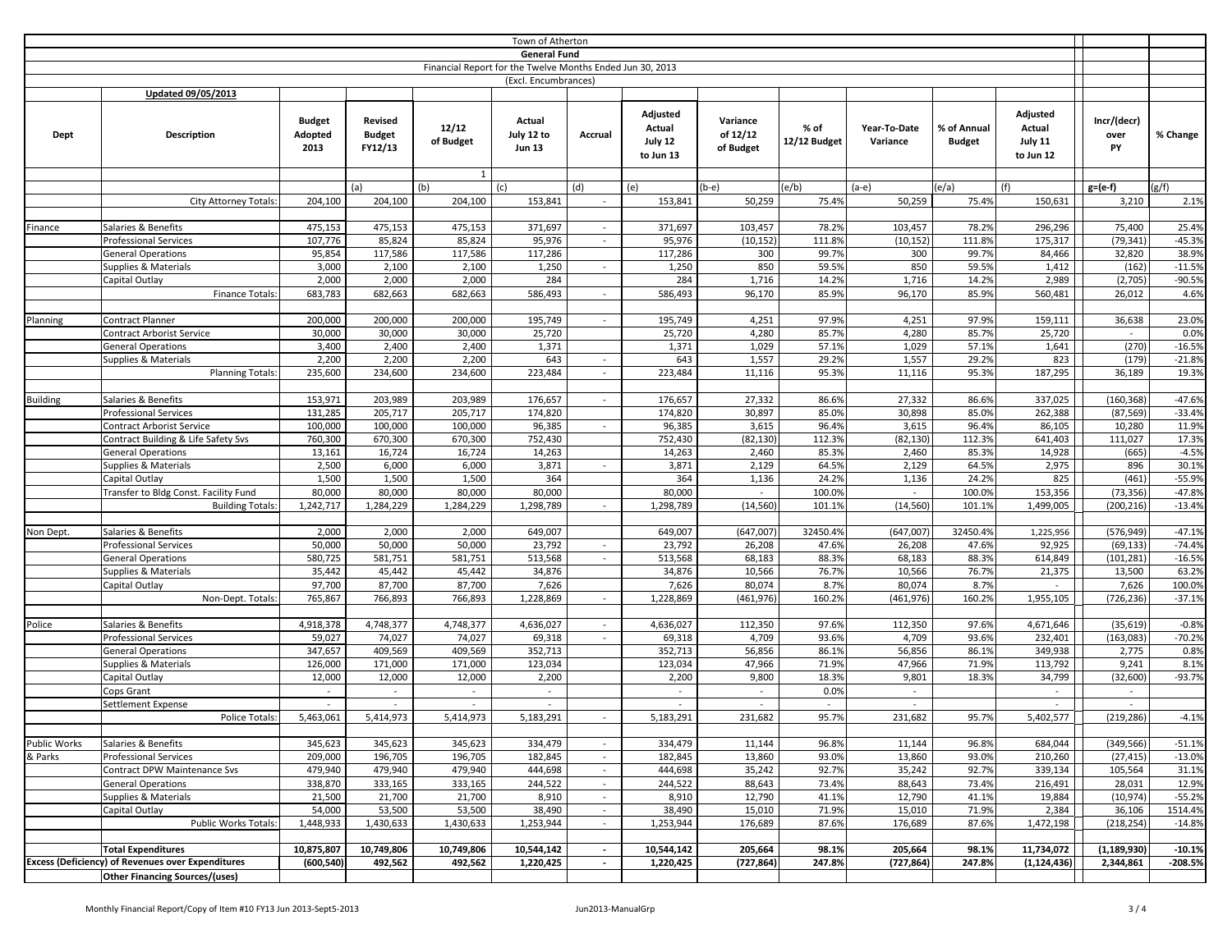Town of Atherton

**General Fund**

Financial Report for the Twelve Months Ended Jun 30, 2013

(Excl. Encumbrances)

**Updated 09/05/2013**

| Dept | Description | Budget Adopted 2013 | Revised Budget FY12/13 | 12/12 of Budget | Actual July 12 to Jun 13 | Accrual | Adjusted Actual July 12 to Jun 13 | Variance of 12/12 of Budget | % of 12/12 Budget | Year-To-Date Variance | % of Annual Budget | Adjusted Actual July 11 to Jun 12 | Incr/(decr) over PY | % Change |
|---|---|---|---|---|---|---|---|---|---|---|---|---|---|---|
| | | | | 1 | | | | | | | | | | |
| | | | (a) | (b) | (c) | (d) | (e) | (b-e) | (e/b) | (a-e) | (e/a) | (f) | g=(e-f) | (g/f) |
| | City Attorney Totals: | 204,100 | 204,100 | 204,100 | 153,841 | - | 153,841 | 50,259 | 75.4% | 50,259 | 75.4% | 150,631 | 3,210 | 2.1% |
| Finance | Salaries & Benefits | 475,153 | 475,153 | 475,153 | 371,697 | - | 371,697 | 103,457 | 78.2% | 103,457 | 78.2% | 296,296 | 75,400 | 25.4% |
| | Professional Services | 107,776 | 85,824 | 85,824 | 95,976 | - | 95,976 | (10,152) | 111.8% | (10,152) | 111.8% | 175,317 | (79,341) | -45.3% |
| | General Operations | 95,854 | 117,586 | 117,586 | 117,286 | | 117,286 | 300 | 99.7% | 300 | 99.7% | 84,466 | 32,820 | 38.9% |
| | Supplies & Materials | 3,000 | 2,100 | 2,100 | 1,250 | - | 1,250 | 850 | 59.5% | 850 | 59.5% | 1,412 | (162) | -11.5% |
| | Capital Outlay | 2,000 | 2,000 | 2,000 | 284 | | 284 | 1,716 | 14.2% | 1,716 | 14.2% | 2,989 | (2,705) | -90.5% |
| | Finance Totals: | 683,783 | 682,663 | 682,663 | 586,493 | - | 586,493 | 96,170 | 85.9% | 96,170 | 85.9% | 560,481 | 26,012 | 4.6% |
| Planning | Contract Planner | 200,000 | 200,000 | 200,000 | 195,749 | - | 195,749 | 4,251 | 97.9% | 4,251 | 97.9% | 159,111 | 36,638 | 23.0% |
| | Contract Arborist Service | 30,000 | 30,000 | 30,000 | 25,720 | | 25,720 | 4,280 | 85.7% | 4,280 | 85.7% | 25,720 | - | 0.0% |
| | General Operations | 3,400 | 2,400 | 2,400 | 1,371 | | 1,371 | 1,029 | 57.1% | 1,029 | 57.1% | 1,641 | (270) | -16.5% |
| | Supplies & Materials | 2,200 | 2,200 | 2,200 | 643 | - | 643 | 1,557 | 29.2% | 1,557 | 29.2% | 823 | (179) | -21.8% |
| | Planning Totals: | 235,600 | 234,600 | 234,600 | 223,484 | - | 223,484 | 11,116 | 95.3% | 11,116 | 95.3% | 187,295 | 36,189 | 19.3% |
| Building | Salaries & Benefits | 153,971 | 203,989 | 203,989 | 176,657 | - | 176,657 | 27,332 | 86.6% | 27,332 | 86.6% | 337,025 | (160,368) | -47.6% |
| | Professional Services | 131,285 | 205,717 | 205,717 | 174,820 | | 174,820 | 30,897 | 85.0% | 30,898 | 85.0% | 262,388 | (87,569) | -33.4% |
| | Contract Arborist Service | 100,000 | 100,000 | 100,000 | 96,385 | - | 96,385 | 3,615 | 96.4% | 3,615 | 96.4% | 86,105 | 10,280 | 11.9% |
| | Contract Building & Life Safety Svs | 760,300 | 670,300 | 670,300 | 752,430 | | 752,430 | (82,130) | 112.3% | (82,130) | 112.3% | 641,403 | 111,027 | 17.3% |
| | General Operations | 13,161 | 16,724 | 16,724 | 14,263 | | 14,263 | 2,460 | 85.3% | 2,460 | 85.3% | 14,928 | (665) | -4.5% |
| | Supplies & Materials | 2,500 | 6,000 | 6,000 | 3,871 | - | 3,871 | 2,129 | 64.5% | 2,129 | 64.5% | 2,975 | 896 | 30.1% |
| | Capital Outlay | 1,500 | 1,500 | 1,500 | 364 | | 364 | 1,136 | 24.2% | 1,136 | 24.2% | 825 | (461) | -55.9% |
| | Transfer to Bldg Const. Facility Fund | 80,000 | 80,000 | 80,000 | 80,000 | | 80,000 | - | 100.0% | - | 100.0% | 153,356 | (73,356) | -47.8% |
| | Building Totals: | 1,242,717 | 1,284,229 | 1,284,229 | 1,298,789 | - | 1,298,789 | (14,560) | 101.1% | (14,560) | 101.1% | 1,499,005 | (200,216) | -13.4% |
| Non Dept. | Salaries & Benefits | 2,000 | 2,000 | 2,000 | 649,007 | | 649,007 | (647,007) | 32450.4% | (647,007) | 32450.4% | 1,225,956 | (576,949) | -47.1% |
| | Professional Services | 50,000 | 50,000 | 50,000 | 23,792 | - | 23,792 | 26,208 | 47.6% | 26,208 | 47.6% | 92,925 | (69,133) | -74.4% |
| | General Operations | 580,725 | 581,751 | 581,751 | 513,568 | - | 513,568 | 68,183 | 88.3% | 68,183 | 88.3% | 614,849 | (101,281) | -16.5% |
| | Supplies & Materials | 35,442 | 45,442 | 45,442 | 34,876 | | 34,876 | 10,566 | 76.7% | 10,566 | 76.7% | 21,375 | 13,500 | 63.2% |
| | Capital Outlay | 97,700 | 87,700 | 87,700 | 7,626 | | 7,626 | 80,074 | 8.7% | 80,074 | 8.7% | - | 7,626 | 100.0% |
| | Non-Dept. Totals: | 765,867 | 766,893 | 766,893 | 1,228,869 | - | 1,228,869 | (461,976) | 160.2% | (461,976) | 160.2% | 1,955,105 | (726,236) | -37.1% |
| Police | Salaries & Benefits | 4,918,378 | 4,748,377 | 4,748,377 | 4,636,027 | - | 4,636,027 | 112,350 | 97.6% | 112,350 | 97.6% | 4,671,646 | (35,619) | -0.8% |
| | Professional Services | 59,027 | 74,027 | 74,027 | 69,318 | - | 69,318 | 4,709 | 93.6% | 4,709 | 93.6% | 232,401 | (163,083) | -70.2% |
| | General Operations | 347,657 | 409,569 | 409,569 | 352,713 | | 352,713 | 56,856 | 86.1% | 56,856 | 86.1% | 349,938 | 2,775 | 0.8% |
| | Supplies & Materials | 126,000 | 171,000 | 171,000 | 123,034 | | 123,034 | 47,966 | 71.9% | 47,966 | 71.9% | 113,792 | 9,241 | 8.1% |
| | Capital Outlay | 12,000 | 12,000 | 12,000 | 2,200 | | 2,200 | 9,800 | 18.3% | 9,801 | 18.3% | 34,799 | (32,600) | -93.7% |
| | Cops Grant | - | - | - | - | | - | - | 0.0% | - | | - | - | |
| | Settlement Expense | - | - | - | - | | - | - | - | - | | - | - | |
| | Police Totals: | 5,463,061 | 5,414,973 | 5,414,973 | 5,183,291 | - | 5,183,291 | 231,682 | 95.7% | 231,682 | 95.7% | 5,402,577 | (219,286) | -4.1% |
| Public Works & Parks | Salaries & Benefits | 345,623 | 345,623 | 345,623 | 334,479 | - | 334,479 | 11,144 | 96.8% | 11,144 | 96.8% | 684,044 | (349,566) | -51.1% |
| | Professional Services | 209,000 | 196,705 | 196,705 | 182,845 | - | 182,845 | 13,860 | 93.0% | 13,860 | 93.0% | 210,260 | (27,415) | -13.0% |
| | Contract DPW Maintenance Svs | 479,940 | 479,940 | 479,940 | 444,698 | - | 444,698 | 35,242 | 92.7% | 35,242 | 92.7% | 339,134 | 105,564 | 31.1% |
| | General Operations | 338,870 | 333,165 | 333,165 | 244,522 | - | 244,522 | 88,643 | 73.4% | 88,643 | 73.4% | 216,491 | 28,031 | 12.9% |
| | Supplies & Materials | 21,500 | 21,700 | 21,700 | 8,910 | - | 8,910 | 12,790 | 41.1% | 12,790 | 41.1% | 19,884 | (10,974) | -55.2% |
| | Capital Outlay | 54,000 | 53,500 | 53,500 | 38,490 | - | 38,490 | 15,010 | 71.9% | 15,010 | 71.9% | 2,384 | 36,106 | 1514.4% |
| | Public Works Totals: | 1,448,933 | 1,430,633 | 1,430,633 | 1,253,944 | - | 1,253,944 | 176,689 | 87.6% | 176,689 | 87.6% | 1,472,198 | (218,254) | -14.8% |
| | **Total Expenditures** | **10,875,807** | **10,749,806** | **10,749,806** | **10,544,142** | **-** | **10,544,142** | **205,664** | **98.1%** | **205,664** | **98.1%** | **11,734,072** | **(1,189,930)** | **-10.1%** |
| **Excess (Deficiency) of Revenues over Expenditures** | | **(600,540)** | **492,562** | **492,562** | **1,220,425** | **-** | **1,220,425** | **(727,864)** | **247.8%** | **(727,864)** | **247.8%** | **(1,124,436)** | **2,344,861** | **-208.5%** |
| | **Other Financing Sources/(uses)** | | | | | | | | | | | | | |

Monthly Financial Report/Copy of Item #10 FY13 Jun 2013-Sept5-2013 — Jun2013-ManualGrp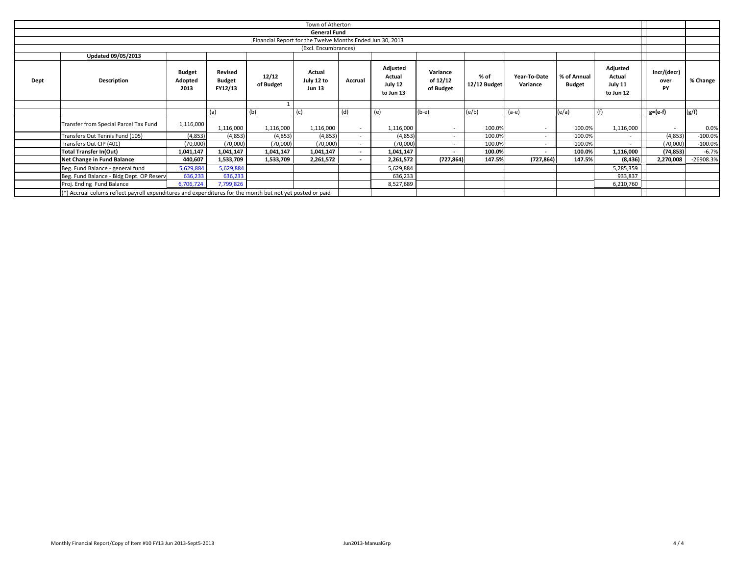Town of Atherton

**General Fund**

Financial Report for the Twelve Months Ended Jun 30, 2013

(Excl. Encumbrances)

**Updated 09/05/2013**

| Dept | Description | Budget Adopted 2013 | Revised Budget FY12/13 | 12/12 of Budget | Actual July 12 to Jun 13 | Accrual | Adjusted Actual July 12 to Jun 13 | Variance of 12/12 of Budget | % of 12/12 Budget | Year-To-Date Variance | % of Annual Budget | Adjusted Actual July 11 to Jun 12 | Incr/(decr) over PY | % Change |
|---|---|---|---|---|---|---|---|---|---|---|---|---|---|---|
| | | | | 1 | | | | | | | | | | |
| | | | (a) | (b) | (c) | (d) | (e) | (b-e) | (e/b) | (a-e) | (e/a) | (f) | g=(e-f) | (g/f) |
| | Transfer from Special Parcel Tax Fund | 1,116,000 | 1,116,000 | 1,116,000 | 1,116,000 | - | 1,116,000 | - | 100.0% | - | 100.0% | 1,116,000 | - | 0.0% |
| | Transfers Out Tennis Fund (105) | (4,853) | (4,853) | (4,853) | (4,853) | - | (4,853) | - | 100.0% | - | 100.0% | - | (4,853) | -100.0% |
| | Transfers Out CIP (401) | (70,000) | (70,000) | (70,000) | (70,000) | - | (70,000) | - | 100.0% | - | 100.0% | - | (70,000) | -100.0% |
| | **Total Transfer In(Out)** | **1,041,147** | **1,041,147** | **1,041,147** | **1,041,147** | **-** | **1,041,147** | **-** | **100.0%** | **-** | **100.0%** | **1,116,000** | **(74,853)** | **-6.7%** |
| | **Net Change in Fund Balance** | **440,607** | **1,533,709** | **1,533,709** | **2,261,572** | **-** | **2,261,572** | **(727,864)** | **147.5%** | **(727,864)** | **147.5%** | **(8,436)** | **2,270,008** | **-26908.3%** |
| | Beg. Fund Balance - general fund | 5,629,884 | 5,629,884 | | | | 5,629,884 | | | | | 5,285,359 | | |
| | Beg. Fund Balance - Bldg Dept. OP Reserv | 636,233 | 636,233 | | | | 636,233 | | | | | 933,837 | | |
| | Proj. Ending Fund Balance | 6,706,724 | 7,799,826 | | | | 8,527,689 | | | | | 6,210,760 | | |

(*) Accrual colums reflect payroll expenditures and expenditures for the month but not yet posted or paid

Monthly Financial Report/Copy of Item #10 FY13 Jun 2013-Sept5-2013 Jun2013-ManualGrp